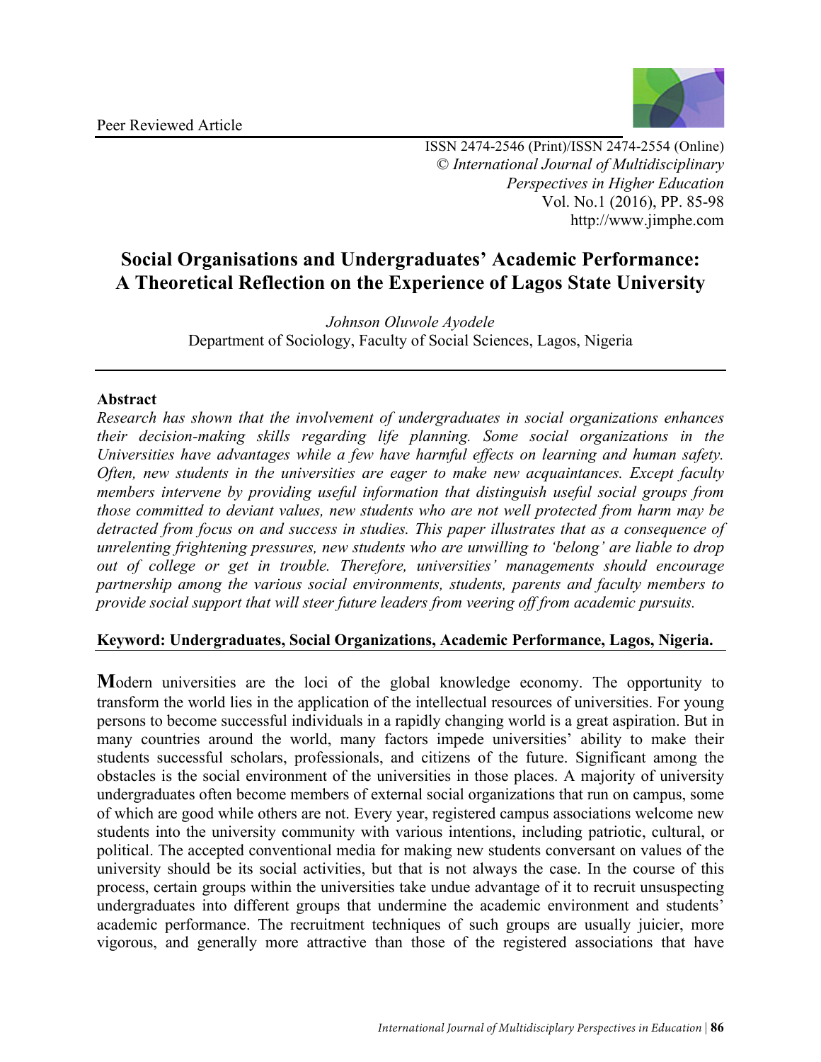Peer Reviewed Article

ISSN 2474-2546 (Print)/ISSN 2474-2554 (Online)
© *International Journal of Multidisciplinary Perspectives in Higher Education*
Vol. No.1 (2016), PP. 85-98
http://www.jimphe.com

# Social Organisations and Undergraduates' Academic Performance: A Theoretical Reflection on the Experience of Lagos State University

*Johnson Oluwole Ayodele*
Department of Sociology, Faculty of Social Sciences, Lagos, Nigeria

## Abstract

*Research has shown that the involvement of undergraduates in social organizations enhances their decision-making skills regarding life planning. Some social organizations in the Universities have advantages while a few have harmful effects on learning and human safety. Often, new students in the universities are eager to make new acquaintances. Except faculty members intervene by providing useful information that distinguish useful social groups from those committed to deviant values, new students who are not well protected from harm may be detracted from focus on and success in studies. This paper illustrates that as a consequence of unrelenting frightening pressures, new students who are unwilling to 'belong' are liable to drop out of college or get in trouble. Therefore, universities' managements should encourage partnership among the various social environments, students, parents and faculty members to provide social support that will steer future leaders from veering off from academic pursuits.*

**Keyword: Undergraduates, Social Organizations, Academic Performance, Lagos, Nigeria.**

**M**odern universities are the loci of the global knowledge economy. The opportunity to transform the world lies in the application of the intellectual resources of universities. For young persons to become successful individuals in a rapidly changing world is a great aspiration. But in many countries around the world, many factors impede universities' ability to make their students successful scholars, professionals, and citizens of the future. Significant among the obstacles is the social environment of the universities in those places. A majority of university undergraduates often become members of external social organizations that run on campus, some of which are good while others are not. Every year, registered campus associations welcome new students into the university community with various intentions, including patriotic, cultural, or political. The accepted conventional media for making new students conversant on values of the university should be its social activities, but that is not always the case. In the course of this process, certain groups within the universities take undue advantage of it to recruit unsuspecting undergraduates into different groups that undermine the academic environment and students' academic performance. The recruitment techniques of such groups are usually juicier, more vigorous, and generally more attractive than those of the registered associations that have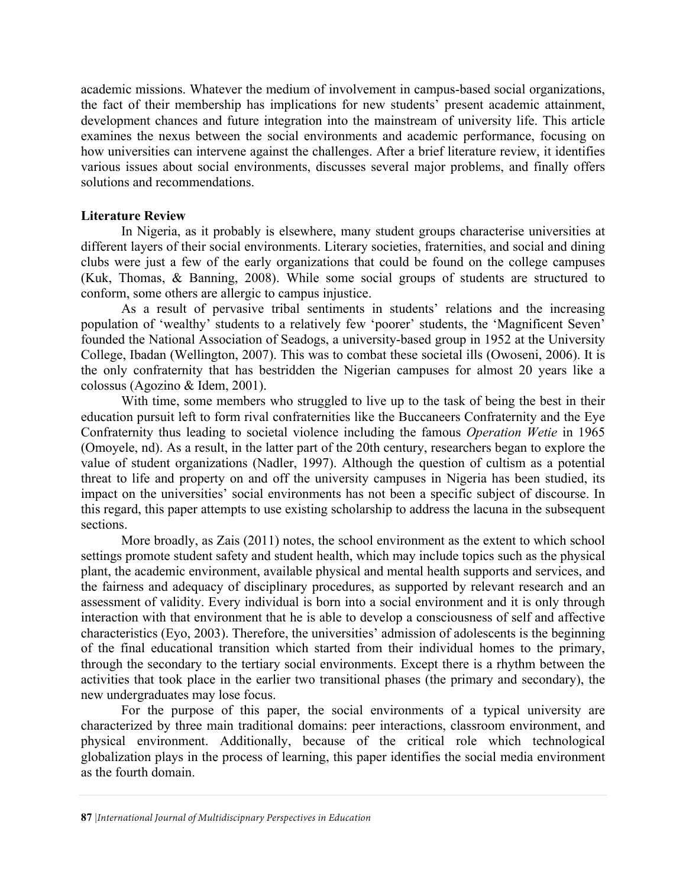academic missions. Whatever the medium of involvement in campus-based social organizations, the fact of their membership has implications for new students' present academic attainment, development chances and future integration into the mainstream of university life. This article examines the nexus between the social environments and academic performance, focusing on how universities can intervene against the challenges. After a brief literature review, it identifies various issues about social environments, discusses several major problems, and finally offers solutions and recommendations.

**Literature Review**

In Nigeria, as it probably is elsewhere, many student groups characterise universities at different layers of their social environments. Literary societies, fraternities, and social and dining clubs were just a few of the early organizations that could be found on the college campuses (Kuk, Thomas, & Banning, 2008). While some social groups of students are structured to conform, some others are allergic to campus injustice.

As a result of pervasive tribal sentiments in students' relations and the increasing population of 'wealthy' students to a relatively few 'poorer' students, the 'Magnificent Seven' founded the National Association of Seadogs, a university-based group in 1952 at the University College, Ibadan (Wellington, 2007). This was to combat these societal ills (Owoseni, 2006). It is the only confraternity that has bestridden the Nigerian campuses for almost 20 years like a colossus (Agozino & Idem, 2001).

With time, some members who struggled to live up to the task of being the best in their education pursuit left to form rival confraternities like the Buccaneers Confraternity and the Eye Confraternity thus leading to societal violence including the famous *Operation Wetie* in 1965 (Omoyele, nd). As a result, in the latter part of the 20th century, researchers began to explore the value of student organizations (Nadler, 1997). Although the question of cultism as a potential threat to life and property on and off the university campuses in Nigeria has been studied, its impact on the universities' social environments has not been a specific subject of discourse. In this regard, this paper attempts to use existing scholarship to address the lacuna in the subsequent sections.

More broadly, as Zais (2011) notes, the school environment as the extent to which school settings promote student safety and student health, which may include topics such as the physical plant, the academic environment, available physical and mental health supports and services, and the fairness and adequacy of disciplinary procedures, as supported by relevant research and an assessment of validity. Every individual is born into a social environment and it is only through interaction with that environment that he is able to develop a consciousness of self and affective characteristics (Eyo, 2003). Therefore, the universities' admission of adolescents is the beginning of the final educational transition which started from their individual homes to the primary, through the secondary to the tertiary social environments. Except there is a rhythm between the activities that took place in the earlier two transitional phases (the primary and secondary), the new undergraduates may lose focus.

For the purpose of this paper, the social environments of a typical university are characterized by three main traditional domains: peer interactions, classroom environment, and physical environment. Additionally, because of the critical role which technological globalization plays in the process of learning, this paper identifies the social media environment as the fourth domain.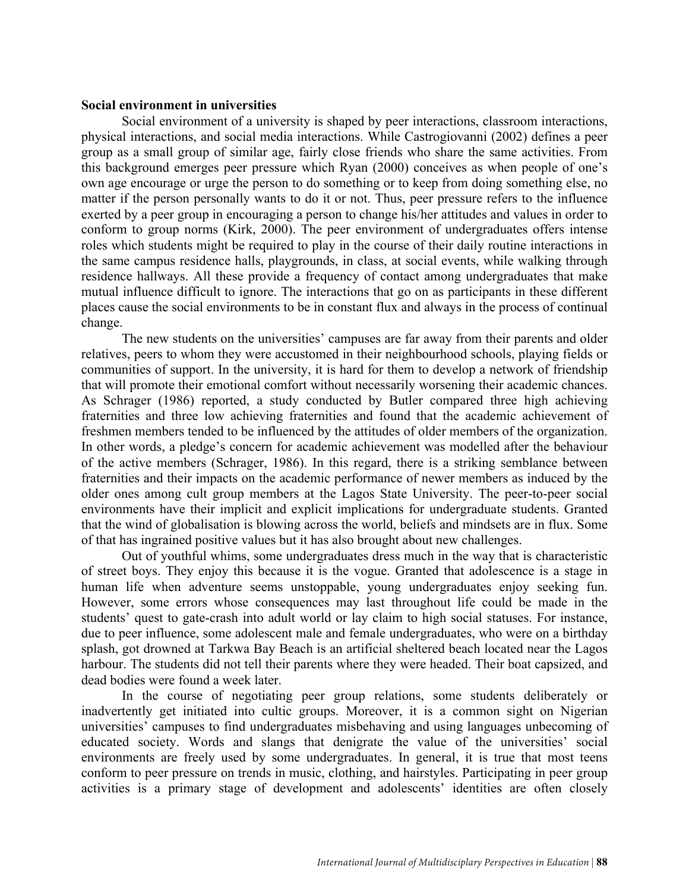**Social environment in universities**

Social environment of a university is shaped by peer interactions, classroom interactions, physical interactions, and social media interactions. While Castrogiovanni (2002) defines a peer group as a small group of similar age, fairly close friends who share the same activities. From this background emerges peer pressure which Ryan (2000) conceives as when people of one's own age encourage or urge the person to do something or to keep from doing something else, no matter if the person personally wants to do it or not. Thus, peer pressure refers to the influence exerted by a peer group in encouraging a person to change his/her attitudes and values in order to conform to group norms (Kirk, 2000). The peer environment of undergraduates offers intense roles which students might be required to play in the course of their daily routine interactions in the same campus residence halls, playgrounds, in class, at social events, while walking through residence hallways. All these provide a frequency of contact among undergraduates that make mutual influence difficult to ignore. The interactions that go on as participants in these different places cause the social environments to be in constant flux and always in the process of continual change.

The new students on the universities' campuses are far away from their parents and older relatives, peers to whom they were accustomed in their neighbourhood schools, playing fields or communities of support. In the university, it is hard for them to develop a network of friendship that will promote their emotional comfort without necessarily worsening their academic chances. As Schrager (1986) reported, a study conducted by Butler compared three high achieving fraternities and three low achieving fraternities and found that the academic achievement of freshmen members tended to be influenced by the attitudes of older members of the organization. In other words, a pledge's concern for academic achievement was modelled after the behaviour of the active members (Schrager, 1986). In this regard, there is a striking semblance between fraternities and their impacts on the academic performance of newer members as induced by the older ones among cult group members at the Lagos State University. The peer-to-peer social environments have their implicit and explicit implications for undergraduate students. Granted that the wind of globalisation is blowing across the world, beliefs and mindsets are in flux. Some of that has ingrained positive values but it has also brought about new challenges.

Out of youthful whims, some undergraduates dress much in the way that is characteristic of street boys. They enjoy this because it is the vogue. Granted that adolescence is a stage in human life when adventure seems unstoppable, young undergraduates enjoy seeking fun. However, some errors whose consequences may last throughout life could be made in the students' quest to gate-crash into adult world or lay claim to high social statuses. For instance, due to peer influence, some adolescent male and female undergraduates, who were on a birthday splash, got drowned at Tarkwa Bay Beach is an artificial sheltered beach located near the Lagos harbour. The students did not tell their parents where they were headed. Their boat capsized, and dead bodies were found a week later.

In the course of negotiating peer group relations, some students deliberately or inadvertently get initiated into cultic groups. Moreover, it is a common sight on Nigerian universities' campuses to find undergraduates misbehaving and using languages unbecoming of educated society. Words and slangs that denigrate the value of the universities' social environments are freely used by some undergraduates. In general, it is true that most teens conform to peer pressure on trends in music, clothing, and hairstyles. Participating in peer group activities is a primary stage of development and adolescents' identities are often closely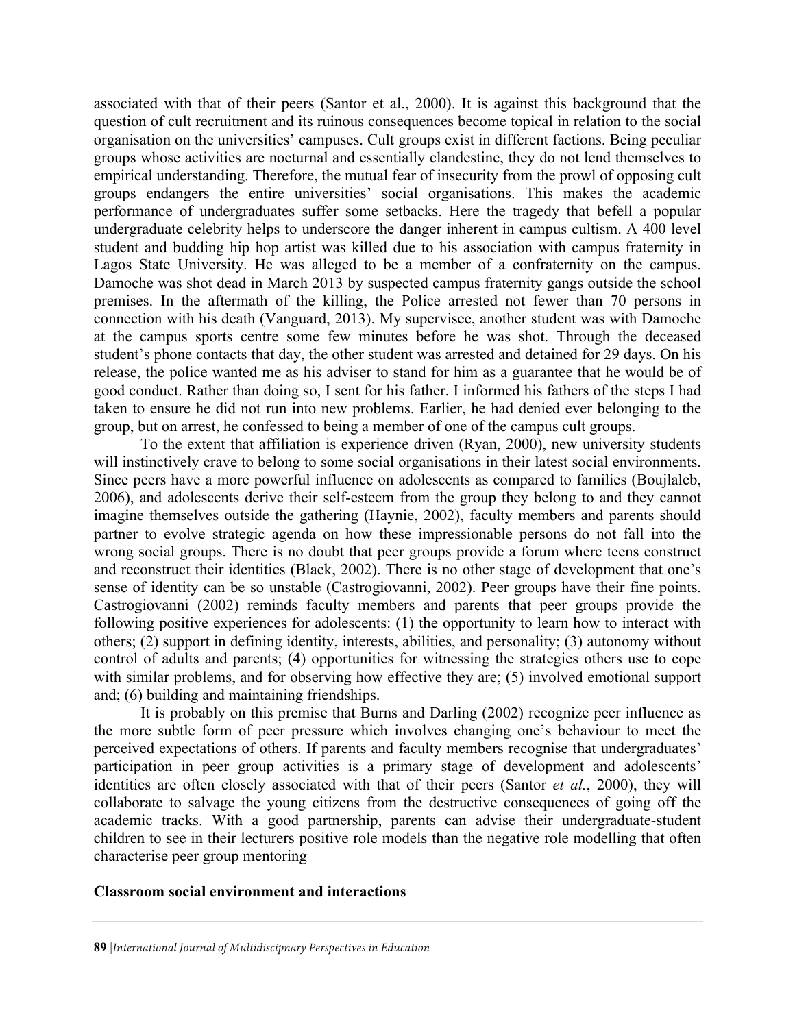associated with that of their peers (Santor et al., 2000). It is against this background that the question of cult recruitment and its ruinous consequences become topical in relation to the social organisation on the universities' campuses. Cult groups exist in different factions. Being peculiar groups whose activities are nocturnal and essentially clandestine, they do not lend themselves to empirical understanding. Therefore, the mutual fear of insecurity from the prowl of opposing cult groups endangers the entire universities' social organisations. This makes the academic performance of undergraduates suffer some setbacks. Here the tragedy that befell a popular undergraduate celebrity helps to underscore the danger inherent in campus cultism. A 400 level student and budding hip hop artist was killed due to his association with campus fraternity in Lagos State University. He was alleged to be a member of a confraternity on the campus. Damoche was shot dead in March 2013 by suspected campus fraternity gangs outside the school premises. In the aftermath of the killing, the Police arrested not fewer than 70 persons in connection with his death (Vanguard, 2013). My supervisee, another student was with Damoche at the campus sports centre some few minutes before he was shot. Through the deceased student's phone contacts that day, the other student was arrested and detained for 29 days. On his release, the police wanted me as his adviser to stand for him as a guarantee that he would be of good conduct. Rather than doing so, I sent for his father. I informed his fathers of the steps I had taken to ensure he did not run into new problems. Earlier, he had denied ever belonging to the group, but on arrest, he confessed to being a member of one of the campus cult groups.

To the extent that affiliation is experience driven (Ryan, 2000), new university students will instinctively crave to belong to some social organisations in their latest social environments. Since peers have a more powerful influence on adolescents as compared to families (Boujlaleb, 2006), and adolescents derive their self-esteem from the group they belong to and they cannot imagine themselves outside the gathering (Haynie, 2002), faculty members and parents should partner to evolve strategic agenda on how these impressionable persons do not fall into the wrong social groups. There is no doubt that peer groups provide a forum where teens construct and reconstruct their identities (Black, 2002). There is no other stage of development that one's sense of identity can be so unstable (Castrogiovanni, 2002). Peer groups have their fine points. Castrogiovanni (2002) reminds faculty members and parents that peer groups provide the following positive experiences for adolescents: (1) the opportunity to learn how to interact with others; (2) support in defining identity, interests, abilities, and personality; (3) autonomy without control of adults and parents; (4) opportunities for witnessing the strategies others use to cope with similar problems, and for observing how effective they are; (5) involved emotional support and; (6) building and maintaining friendships.

It is probably on this premise that Burns and Darling (2002) recognize peer influence as the more subtle form of peer pressure which involves changing one's behaviour to meet the perceived expectations of others. If parents and faculty members recognise that undergraduates' participation in peer group activities is a primary stage of development and adolescents' identities are often closely associated with that of their peers (Santor *et al.*, 2000), they will collaborate to salvage the young citizens from the destructive consequences of going off the academic tracks. With a good partnership, parents can advise their undergraduate-student children to see in their lecturers positive role models than the negative role modelling that often characterise peer group mentoring

**Classroom social environment and interactions**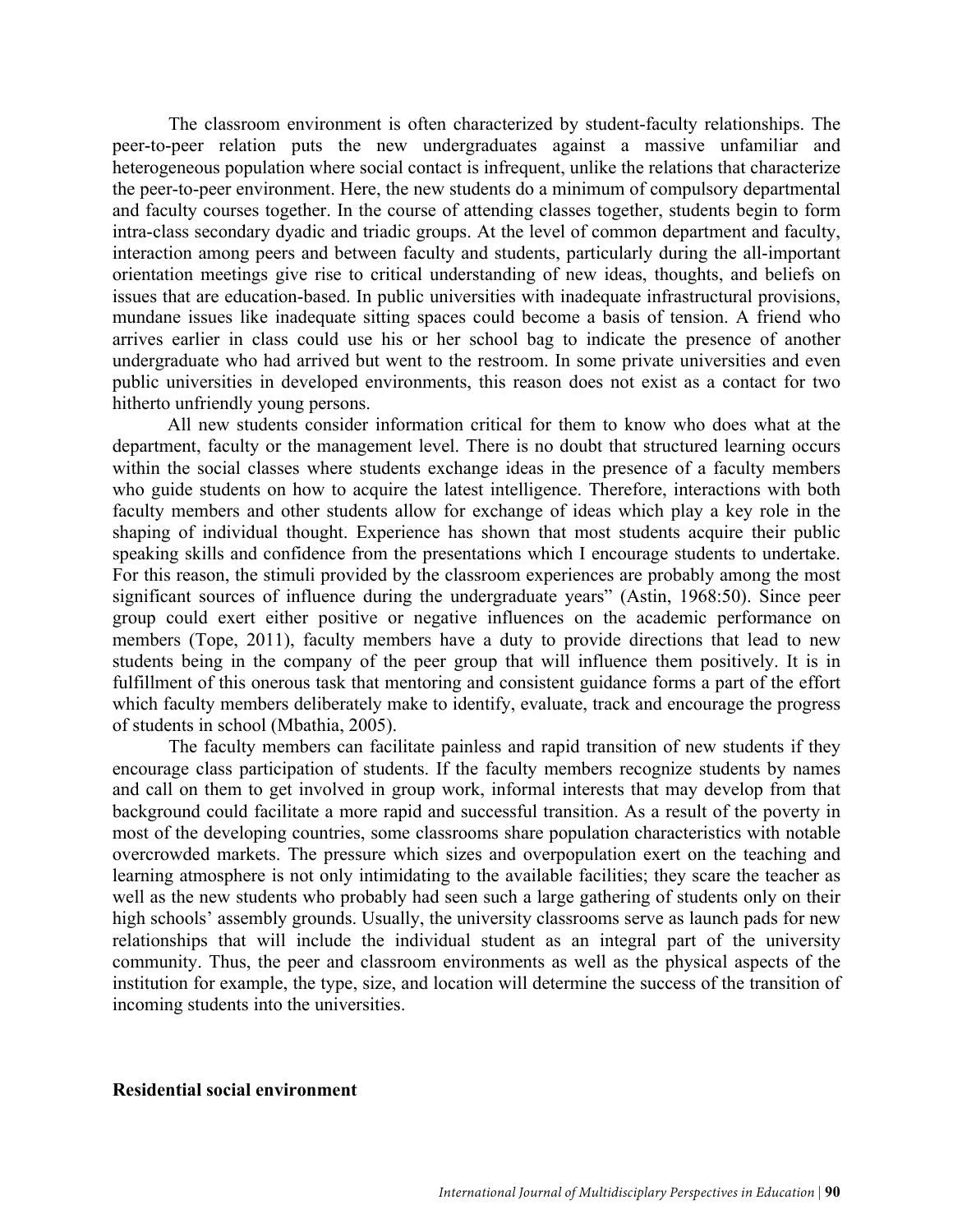The classroom environment is often characterized by student-faculty relationships. The peer-to-peer relation puts the new undergraduates against a massive unfamiliar and heterogeneous population where social contact is infrequent, unlike the relations that characterize the peer-to-peer environment. Here, the new students do a minimum of compulsory departmental and faculty courses together. In the course of attending classes together, students begin to form intra-class secondary dyadic and triadic groups. At the level of common department and faculty, interaction among peers and between faculty and students, particularly during the all-important orientation meetings give rise to critical understanding of new ideas, thoughts, and beliefs on issues that are education-based. In public universities with inadequate infrastructural provisions, mundane issues like inadequate sitting spaces could become a basis of tension. A friend who arrives earlier in class could use his or her school bag to indicate the presence of another undergraduate who had arrived but went to the restroom. In some private universities and even public universities in developed environments, this reason does not exist as a contact for two hitherto unfriendly young persons.

All new students consider information critical for them to know who does what at the department, faculty or the management level. There is no doubt that structured learning occurs within the social classes where students exchange ideas in the presence of a faculty members who guide students on how to acquire the latest intelligence. Therefore, interactions with both faculty members and other students allow for exchange of ideas which play a key role in the shaping of individual thought. Experience has shown that most students acquire their public speaking skills and confidence from the presentations which I encourage students to undertake. For this reason, the stimuli provided by the classroom experiences are probably among the most significant sources of influence during the undergraduate years" (Astin, 1968:50). Since peer group could exert either positive or negative influences on the academic performance on members (Tope, 2011), faculty members have a duty to provide directions that lead to new students being in the company of the peer group that will influence them positively. It is in fulfillment of this onerous task that mentoring and consistent guidance forms a part of the effort which faculty members deliberately make to identify, evaluate, track and encourage the progress of students in school (Mbathia, 2005).

The faculty members can facilitate painless and rapid transition of new students if they encourage class participation of students. If the faculty members recognize students by names and call on them to get involved in group work, informal interests that may develop from that background could facilitate a more rapid and successful transition. As a result of the poverty in most of the developing countries, some classrooms share population characteristics with notable overcrowded markets. The pressure which sizes and overpopulation exert on the teaching and learning atmosphere is not only intimidating to the available facilities; they scare the teacher as well as the new students who probably had seen such a large gathering of students only on their high schools' assembly grounds. Usually, the university classrooms serve as launch pads for new relationships that will include the individual student as an integral part of the university community. Thus, the peer and classroom environments as well as the physical aspects of the institution for example, the type, size, and location will determine the success of the transition of incoming students into the universities.

**Residential social environment**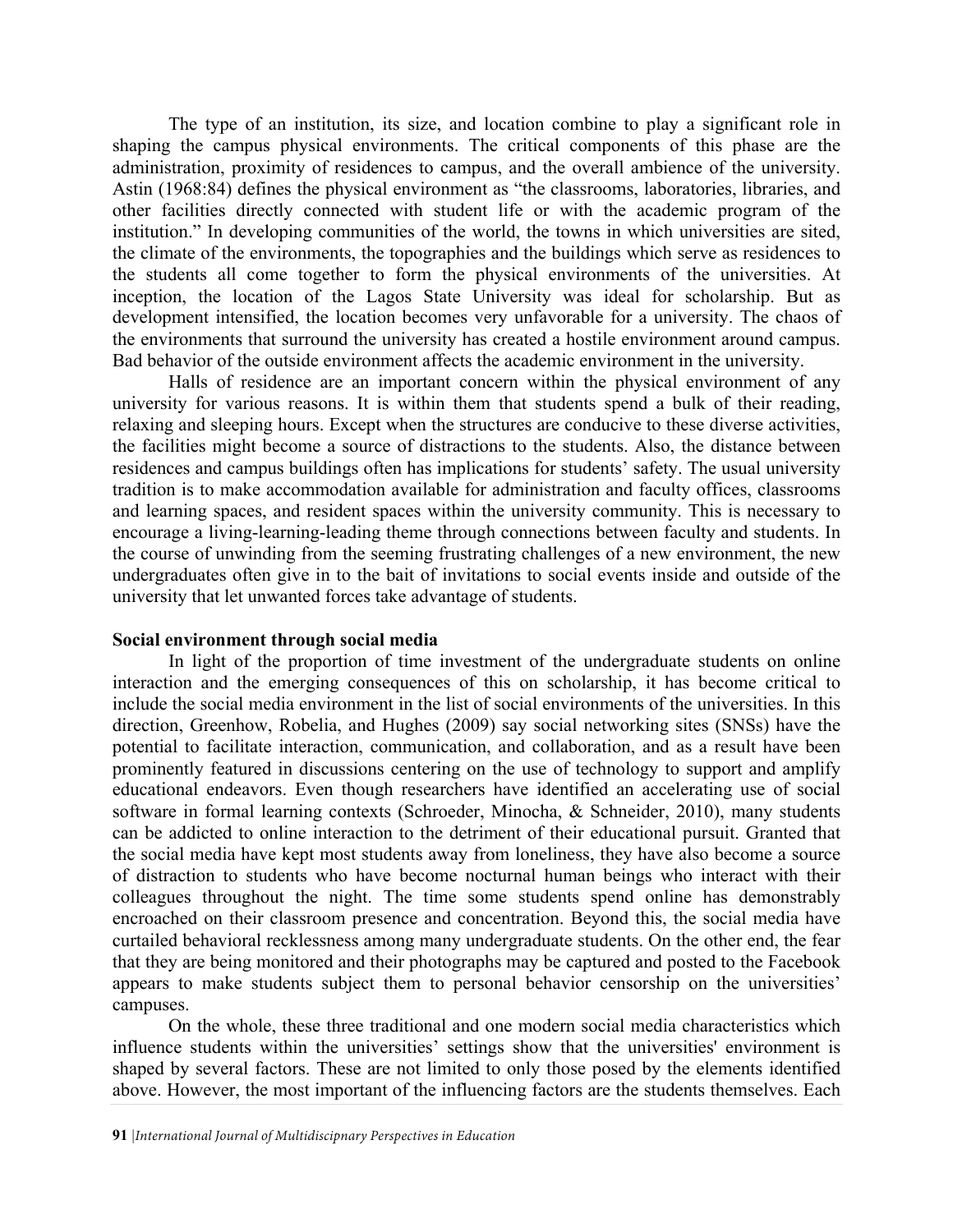The type of an institution, its size, and location combine to play a significant role in shaping the campus physical environments. The critical components of this phase are the administration, proximity of residences to campus, and the overall ambience of the university. Astin (1968:84) defines the physical environment as "the classrooms, laboratories, libraries, and other facilities directly connected with student life or with the academic program of the institution." In developing communities of the world, the towns in which universities are sited, the climate of the environments, the topographies and the buildings which serve as residences to the students all come together to form the physical environments of the universities. At inception, the location of the Lagos State University was ideal for scholarship. But as development intensified, the location becomes very unfavorable for a university. The chaos of the environments that surround the university has created a hostile environment around campus. Bad behavior of the outside environment affects the academic environment in the university.

Halls of residence are an important concern within the physical environment of any university for various reasons. It is within them that students spend a bulk of their reading, relaxing and sleeping hours. Except when the structures are conducive to these diverse activities, the facilities might become a source of distractions to the students. Also, the distance between residences and campus buildings often has implications for students' safety. The usual university tradition is to make accommodation available for administration and faculty offices, classrooms and learning spaces, and resident spaces within the university community. This is necessary to encourage a living-learning-leading theme through connections between faculty and students. In the course of unwinding from the seeming frustrating challenges of a new environment, the new undergraduates often give in to the bait of invitations to social events inside and outside of the university that let unwanted forces take advantage of students.

**Social environment through social media**

In light of the proportion of time investment of the undergraduate students on online interaction and the emerging consequences of this on scholarship, it has become critical to include the social media environment in the list of social environments of the universities. In this direction, Greenhow, Robelia, and Hughes (2009) say social networking sites (SNSs) have the potential to facilitate interaction, communication, and collaboration, and as a result have been prominently featured in discussions centering on the use of technology to support and amplify educational endeavors. Even though researchers have identified an accelerating use of social software in formal learning contexts (Schroeder, Minocha, & Schneider, 2010), many students can be addicted to online interaction to the detriment of their educational pursuit. Granted that the social media have kept most students away from loneliness, they have also become a source of distraction to students who have become nocturnal human beings who interact with their colleagues throughout the night. The time some students spend online has demonstrably encroached on their classroom presence and concentration. Beyond this, the social media have curtailed behavioral recklessness among many undergraduate students. On the other end, the fear that they are being monitored and their photographs may be captured and posted to the Facebook appears to make students subject them to personal behavior censorship on the universities' campuses.

On the whole, these three traditional and one modern social media characteristics which influence students within the universities' settings show that the universities' environment is shaped by several factors. These are not limited to only those posed by the elements identified above. However, the most important of the influencing factors are the students themselves. Each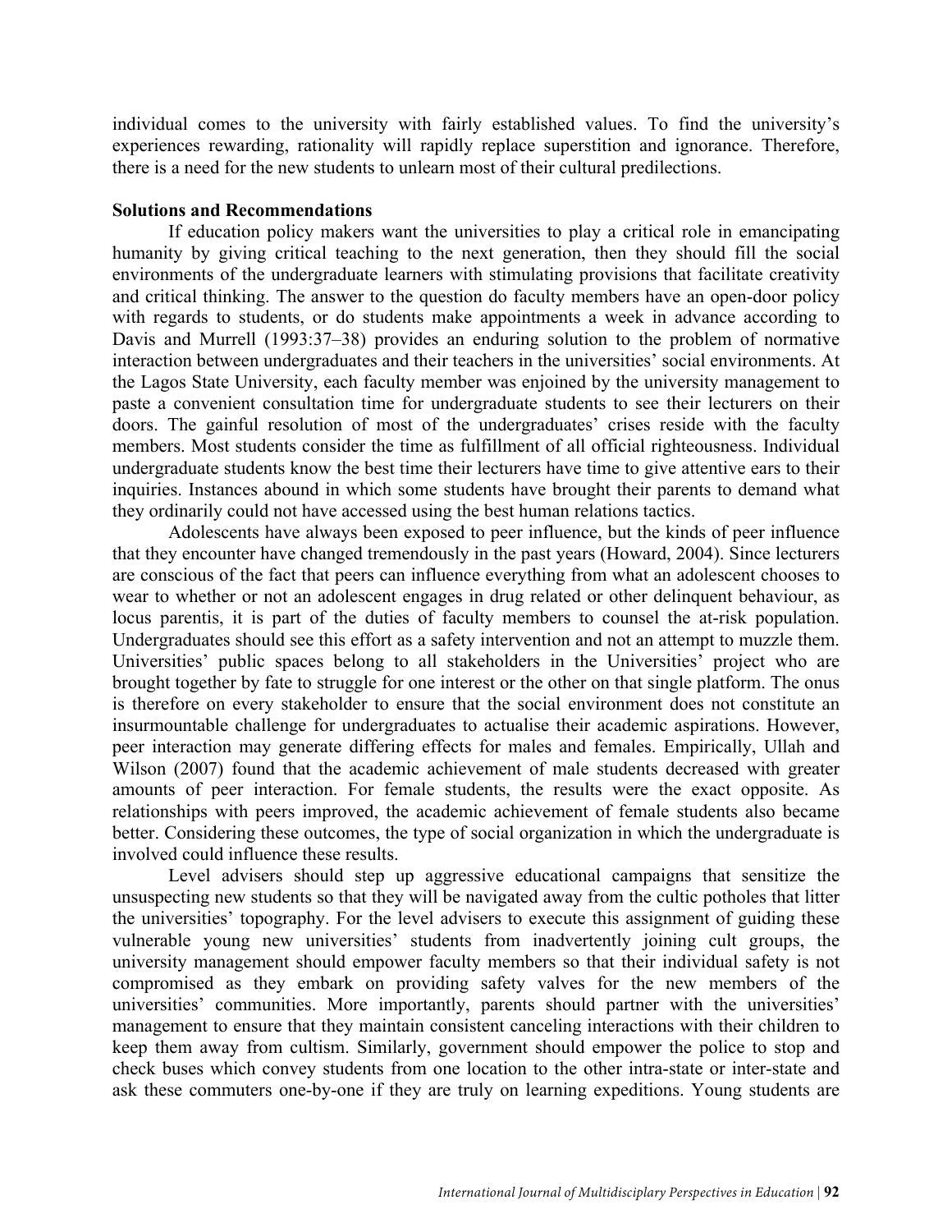individual comes to the university with fairly established values. To find the university's experiences rewarding, rationality will rapidly replace superstition and ignorance. Therefore, there is a need for the new students to unlearn most of their cultural predilections.

**Solutions and Recommendations**

If education policy makers want the universities to play a critical role in emancipating humanity by giving critical teaching to the next generation, then they should fill the social environments of the undergraduate learners with stimulating provisions that facilitate creativity and critical thinking. The answer to the question do faculty members have an open-door policy with regards to students, or do students make appointments a week in advance according to Davis and Murrell (1993:37–38) provides an enduring solution to the problem of normative interaction between undergraduates and their teachers in the universities' social environments. At the Lagos State University, each faculty member was enjoined by the university management to paste a convenient consultation time for undergraduate students to see their lecturers on their doors. The gainful resolution of most of the undergraduates' crises reside with the faculty members. Most students consider the time as fulfillment of all official righteousness. Individual undergraduate students know the best time their lecturers have time to give attentive ears to their inquiries. Instances abound in which some students have brought their parents to demand what they ordinarily could not have accessed using the best human relations tactics.

Adolescents have always been exposed to peer influence, but the kinds of peer influence that they encounter have changed tremendously in the past years (Howard, 2004). Since lecturers are conscious of the fact that peers can influence everything from what an adolescent chooses to wear to whether or not an adolescent engages in drug related or other delinquent behaviour, as locus parentis, it is part of the duties of faculty members to counsel the at-risk population. Undergraduates should see this effort as a safety intervention and not an attempt to muzzle them. Universities' public spaces belong to all stakeholders in the Universities' project who are brought together by fate to struggle for one interest or the other on that single platform. The onus is therefore on every stakeholder to ensure that the social environment does not constitute an insurmountable challenge for undergraduates to actualise their academic aspirations. However, peer interaction may generate differing effects for males and females. Empirically, Ullah and Wilson (2007) found that the academic achievement of male students decreased with greater amounts of peer interaction. For female students, the results were the exact opposite. As relationships with peers improved, the academic achievement of female students also became better. Considering these outcomes, the type of social organization in which the undergraduate is involved could influence these results.

Level advisers should step up aggressive educational campaigns that sensitize the unsuspecting new students so that they will be navigated away from the cultic potholes that litter the universities' topography. For the level advisers to execute this assignment of guiding these vulnerable young new universities' students from inadvertently joining cult groups, the university management should empower faculty members so that their individual safety is not compromised as they embark on providing safety valves for the new members of the universities' communities. More importantly, parents should partner with the universities' management to ensure that they maintain consistent canceling interactions with their children to keep them away from cultism. Similarly, government should empower the police to stop and check buses which convey students from one location to the other intra-state or inter-state and ask these commuters one-by-one if they are truly on learning expeditions. Young students are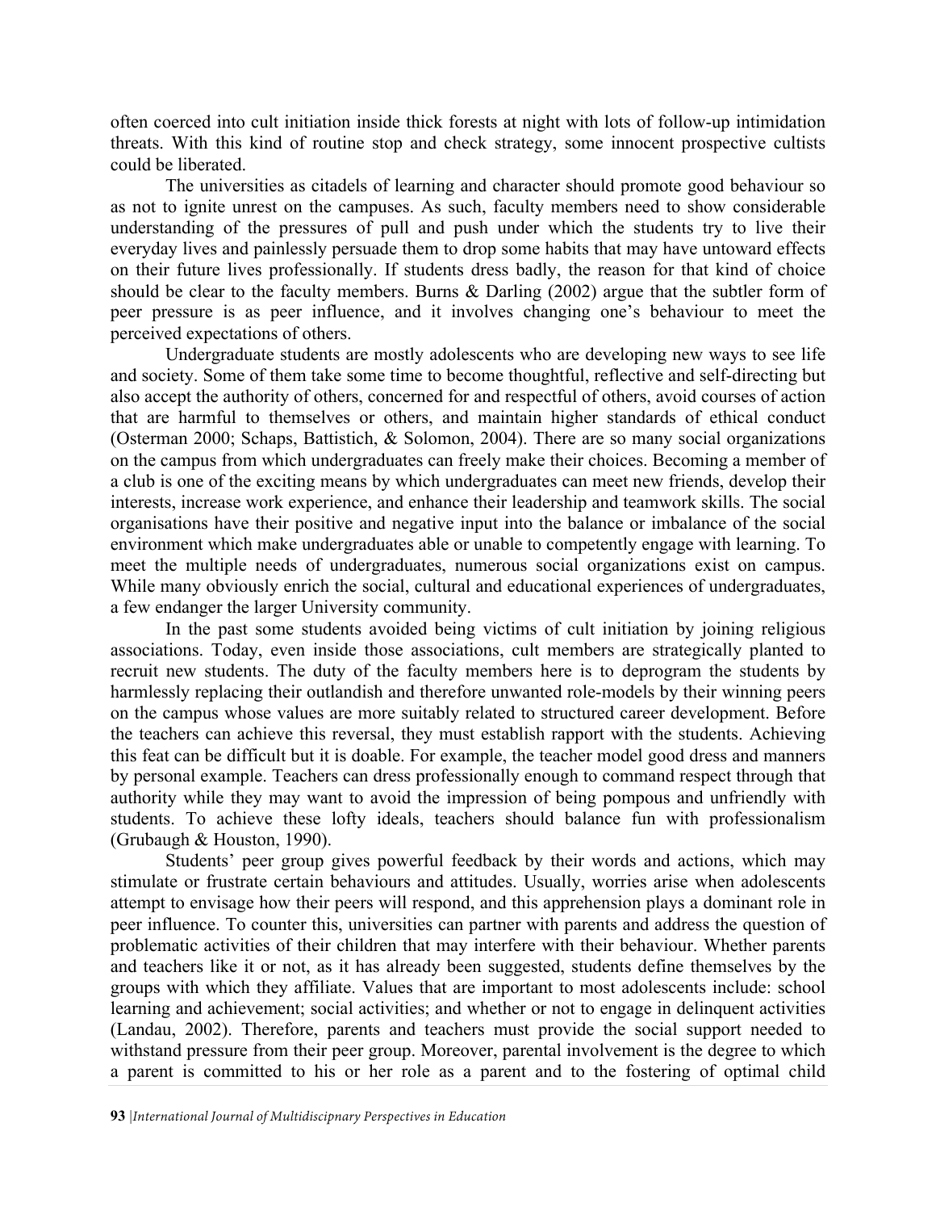often coerced into cult initiation inside thick forests at night with lots of follow-up intimidation threats. With this kind of routine stop and check strategy, some innocent prospective cultists could be liberated.

The universities as citadels of learning and character should promote good behaviour so as not to ignite unrest on the campuses. As such, faculty members need to show considerable understanding of the pressures of pull and push under which the students try to live their everyday lives and painlessly persuade them to drop some habits that may have untoward effects on their future lives professionally. If students dress badly, the reason for that kind of choice should be clear to the faculty members. Burns & Darling (2002) argue that the subtler form of peer pressure is as peer influence, and it involves changing one's behaviour to meet the perceived expectations of others.

Undergraduate students are mostly adolescents who are developing new ways to see life and society. Some of them take some time to become thoughtful, reflective and self-directing but also accept the authority of others, concerned for and respectful of others, avoid courses of action that are harmful to themselves or others, and maintain higher standards of ethical conduct (Osterman 2000; Schaps, Battistich, & Solomon, 2004). There are so many social organizations on the campus from which undergraduates can freely make their choices. Becoming a member of a club is one of the exciting means by which undergraduates can meet new friends, develop their interests, increase work experience, and enhance their leadership and teamwork skills. The social organisations have their positive and negative input into the balance or imbalance of the social environment which make undergraduates able or unable to competently engage with learning. To meet the multiple needs of undergraduates, numerous social organizations exist on campus. While many obviously enrich the social, cultural and educational experiences of undergraduates, a few endanger the larger University community.

In the past some students avoided being victims of cult initiation by joining religious associations. Today, even inside those associations, cult members are strategically planted to recruit new students. The duty of the faculty members here is to deprogram the students by harmlessly replacing their outlandish and therefore unwanted role-models by their winning peers on the campus whose values are more suitably related to structured career development. Before the teachers can achieve this reversal, they must establish rapport with the students. Achieving this feat can be difficult but it is doable. For example, the teacher model good dress and manners by personal example. Teachers can dress professionally enough to command respect through that authority while they may want to avoid the impression of being pompous and unfriendly with students. To achieve these lofty ideals, teachers should balance fun with professionalism (Grubaugh & Houston, 1990).

Students' peer group gives powerful feedback by their words and actions, which may stimulate or frustrate certain behaviours and attitudes. Usually, worries arise when adolescents attempt to envisage how their peers will respond, and this apprehension plays a dominant role in peer influence. To counter this, universities can partner with parents and address the question of problematic activities of their children that may interfere with their behaviour. Whether parents and teachers like it or not, as it has already been suggested, students define themselves by the groups with which they affiliate. Values that are important to most adolescents include: school learning and achievement; social activities; and whether or not to engage in delinquent activities (Landau, 2002). Therefore, parents and teachers must provide the social support needed to withstand pressure from their peer group. Moreover, parental involvement is the degree to which a parent is committed to his or her role as a parent and to the fostering of optimal child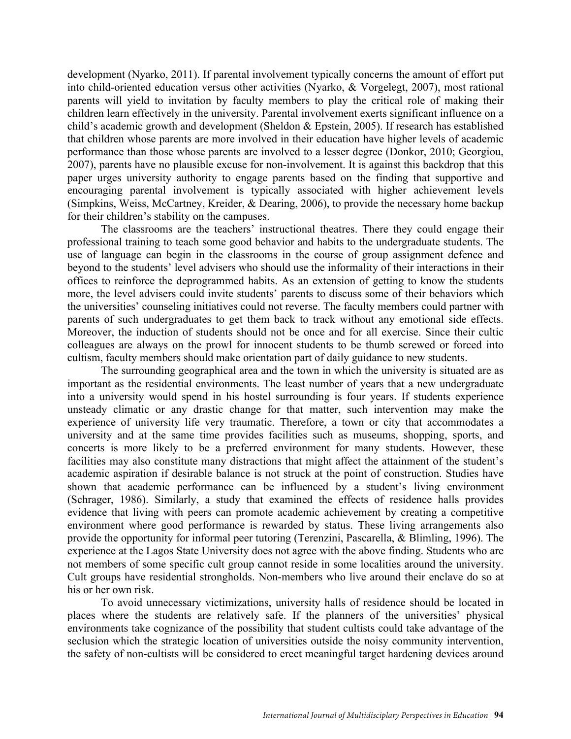development (Nyarko, 2011). If parental involvement typically concerns the amount of effort put into child-oriented education versus other activities (Nyarko, & Vorgelegt, 2007), most rational parents will yield to invitation by faculty members to play the critical role of making their children learn effectively in the university. Parental involvement exerts significant influence on a child's academic growth and development (Sheldon & Epstein, 2005). If research has established that children whose parents are more involved in their education have higher levels of academic performance than those whose parents are involved to a lesser degree (Donkor, 2010; Georgiou, 2007), parents have no plausible excuse for non-involvement. It is against this backdrop that this paper urges university authority to engage parents based on the finding that supportive and encouraging parental involvement is typically associated with higher achievement levels (Simpkins, Weiss, McCartney, Kreider, & Dearing, 2006), to provide the necessary home backup for their children's stability on the campuses.

The classrooms are the teachers' instructional theatres. There they could engage their professional training to teach some good behavior and habits to the undergraduate students. The use of language can begin in the classrooms in the course of group assignment defence and beyond to the students' level advisers who should use the informality of their interactions in their offices to reinforce the deprogrammed habits. As an extension of getting to know the students more, the level advisers could invite students' parents to discuss some of their behaviors which the universities' counseling initiatives could not reverse. The faculty members could partner with parents of such undergraduates to get them back to track without any emotional side effects. Moreover, the induction of students should not be once and for all exercise. Since their cultic colleagues are always on the prowl for innocent students to be thumb screwed or forced into cultism, faculty members should make orientation part of daily guidance to new students.

The surrounding geographical area and the town in which the university is situated are as important as the residential environments. The least number of years that a new undergraduate into a university would spend in his hostel surrounding is four years. If students experience unsteady climatic or any drastic change for that matter, such intervention may make the experience of university life very traumatic. Therefore, a town or city that accommodates a university and at the same time provides facilities such as museums, shopping, sports, and concerts is more likely to be a preferred environment for many students. However, these facilities may also constitute many distractions that might affect the attainment of the student's academic aspiration if desirable balance is not struck at the point of construction. Studies have shown that academic performance can be influenced by a student's living environment (Schrager, 1986). Similarly, a study that examined the effects of residence halls provides evidence that living with peers can promote academic achievement by creating a competitive environment where good performance is rewarded by status. These living arrangements also provide the opportunity for informal peer tutoring (Terenzini, Pascarella, & Blimling, 1996). The experience at the Lagos State University does not agree with the above finding. Students who are not members of some specific cult group cannot reside in some localities around the university. Cult groups have residential strongholds. Non-members who live around their enclave do so at his or her own risk.

To avoid unnecessary victimizations, university halls of residence should be located in places where the students are relatively safe. If the planners of the universities' physical environments take cognizance of the possibility that student cultists could take advantage of the seclusion which the strategic location of universities outside the noisy community intervention, the safety of non-cultists will be considered to erect meaningful target hardening devices around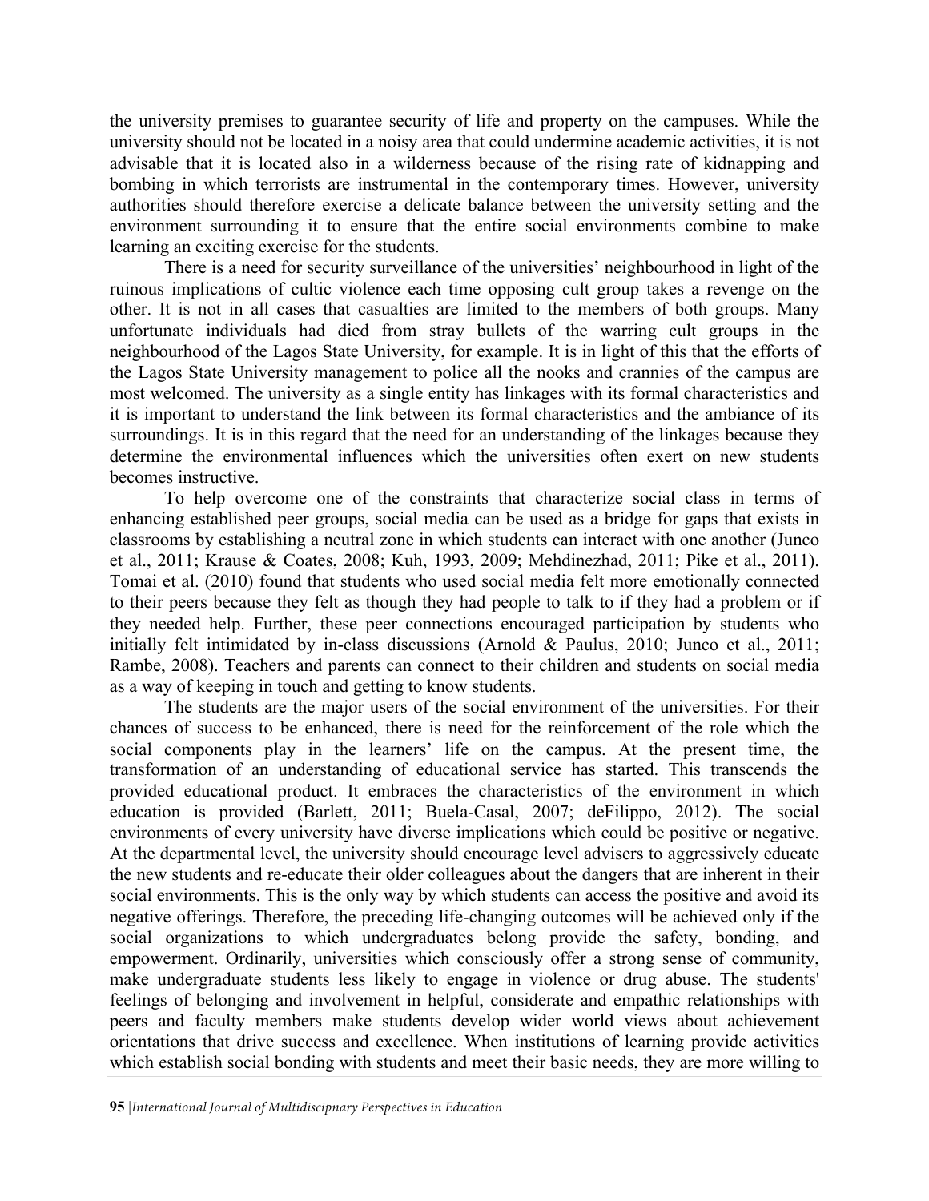the university premises to guarantee security of life and property on the campuses. While the university should not be located in a noisy area that could undermine academic activities, it is not advisable that it is located also in a wilderness because of the rising rate of kidnapping and bombing in which terrorists are instrumental in the contemporary times. However, university authorities should therefore exercise a delicate balance between the university setting and the environment surrounding it to ensure that the entire social environments combine to make learning an exciting exercise for the students.

There is a need for security surveillance of the universities' neighbourhood in light of the ruinous implications of cultic violence each time opposing cult group takes a revenge on the other. It is not in all cases that casualties are limited to the members of both groups. Many unfortunate individuals had died from stray bullets of the warring cult groups in the neighbourhood of the Lagos State University, for example. It is in light of this that the efforts of the Lagos State University management to police all the nooks and crannies of the campus are most welcomed. The university as a single entity has linkages with its formal characteristics and it is important to understand the link between its formal characteristics and the ambiance of its surroundings. It is in this regard that the need for an understanding of the linkages because they determine the environmental influences which the universities often exert on new students becomes instructive.

To help overcome one of the constraints that characterize social class in terms of enhancing established peer groups, social media can be used as a bridge for gaps that exists in classrooms by establishing a neutral zone in which students can interact with one another (Junco et al., 2011; Krause & Coates, 2008; Kuh, 1993, 2009; Mehdinezhad, 2011; Pike et al., 2011). Tomai et al. (2010) found that students who used social media felt more emotionally connected to their peers because they felt as though they had people to talk to if they had a problem or if they needed help. Further, these peer connections encouraged participation by students who initially felt intimidated by in-class discussions (Arnold & Paulus, 2010; Junco et al., 2011; Rambe, 2008). Teachers and parents can connect to their children and students on social media as a way of keeping in touch and getting to know students.

The students are the major users of the social environment of the universities. For their chances of success to be enhanced, there is need for the reinforcement of the role which the social components play in the learners' life on the campus. At the present time, the transformation of an understanding of educational service has started. This transcends the provided educational product. It embraces the characteristics of the environment in which education is provided (Barlett, 2011; Buela-Casal, 2007; deFilippo, 2012). The social environments of every university have diverse implications which could be positive or negative. At the departmental level, the university should encourage level advisers to aggressively educate the new students and re-educate their older colleagues about the dangers that are inherent in their social environments. This is the only way by which students can access the positive and avoid its negative offerings. Therefore, the preceding life-changing outcomes will be achieved only if the social organizations to which undergraduates belong provide the safety, bonding, and empowerment. Ordinarily, universities which consciously offer a strong sense of community, make undergraduate students less likely to engage in violence or drug abuse. The students' feelings of belonging and involvement in helpful, considerate and empathic relationships with peers and faculty members make students develop wider world views about achievement orientations that drive success and excellence. When institutions of learning provide activities which establish social bonding with students and meet their basic needs, they are more willing to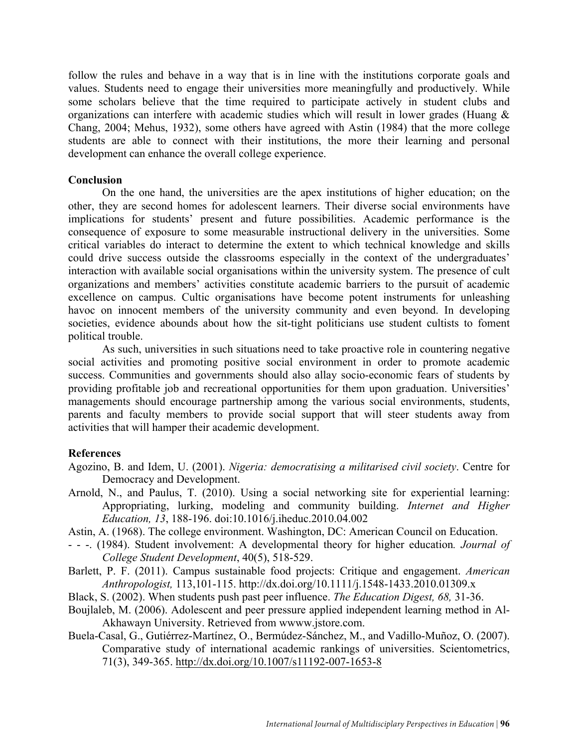follow the rules and behave in a way that is in line with the institutions corporate goals and values. Students need to engage their universities more meaningfully and productively. While some scholars believe that the time required to participate actively in student clubs and organizations can interfere with academic studies which will result in lower grades (Huang & Chang, 2004; Mehus, 1932), some others have agreed with Astin (1984) that the more college students are able to connect with their institutions, the more their learning and personal development can enhance the overall college experience.

## Conclusion

On the one hand, the universities are the apex institutions of higher education; on the other, they are second homes for adolescent learners. Their diverse social environments have implications for students' present and future possibilities. Academic performance is the consequence of exposure to some measurable instructional delivery in the universities. Some critical variables do interact to determine the extent to which technical knowledge and skills could drive success outside the classrooms especially in the context of the undergraduates' interaction with available social organisations within the university system. The presence of cult organizations and members' activities constitute academic barriers to the pursuit of academic excellence on campus. Cultic organisations have become potent instruments for unleashing havoc on innocent members of the university community and even beyond. In developing societies, evidence abounds about how the sit-tight politicians use student cultists to foment political trouble.

As such, universities in such situations need to take proactive role in countering negative social activities and promoting positive social environment in order to promote academic success. Communities and governments should also allay socio-economic fears of students by providing profitable job and recreational opportunities for them upon graduation. Universities' managements should encourage partnership among the various social environments, students, parents and faculty members to provide social support that will steer students away from activities that will hamper their academic development.

## References

Agozino, B. and Idem, U. (2001). *Nigeria: democratising a militarised civil society*. Centre for Democracy and Development.

Arnold, N., and Paulus, T. (2010). Using a social networking site for experiential learning: Appropriating, lurking, modeling and community building. *Internet and Higher Education, 13*, 188-196. doi:10.1016/j.iheduc.2010.04.002

Astin, A. (1968). The college environment. Washington, DC: American Council on Education.

- - -. (1984). Student involvement: A developmental theory for higher education*. Journal of College Student Development*, 40(5), 518-529.

Barlett, P. F. (2011). Campus sustainable food projects: Critique and engagement. *American Anthropologist,* 113,101-115. http://dx.doi.org/10.1111/j.1548-1433.2010.01309.x

Black, S. (2002). When students push past peer influence. *The Education Digest, 68,* 31-36.

Boujlaleb, M. (2006). Adolescent and peer pressure applied independent learning method in Al-Akhawayn University. Retrieved from wwww.jstore.com.

Buela-Casal, G., Gutiérrez-Martínez, O., Bermúdez-Sánchez, M., and Vadillo-Muñoz, O. (2007). Comparative study of international academic rankings of universities. Scientometrics, 71(3), 349-365. http://dx.doi.org/10.1007/s11192-007-1653-8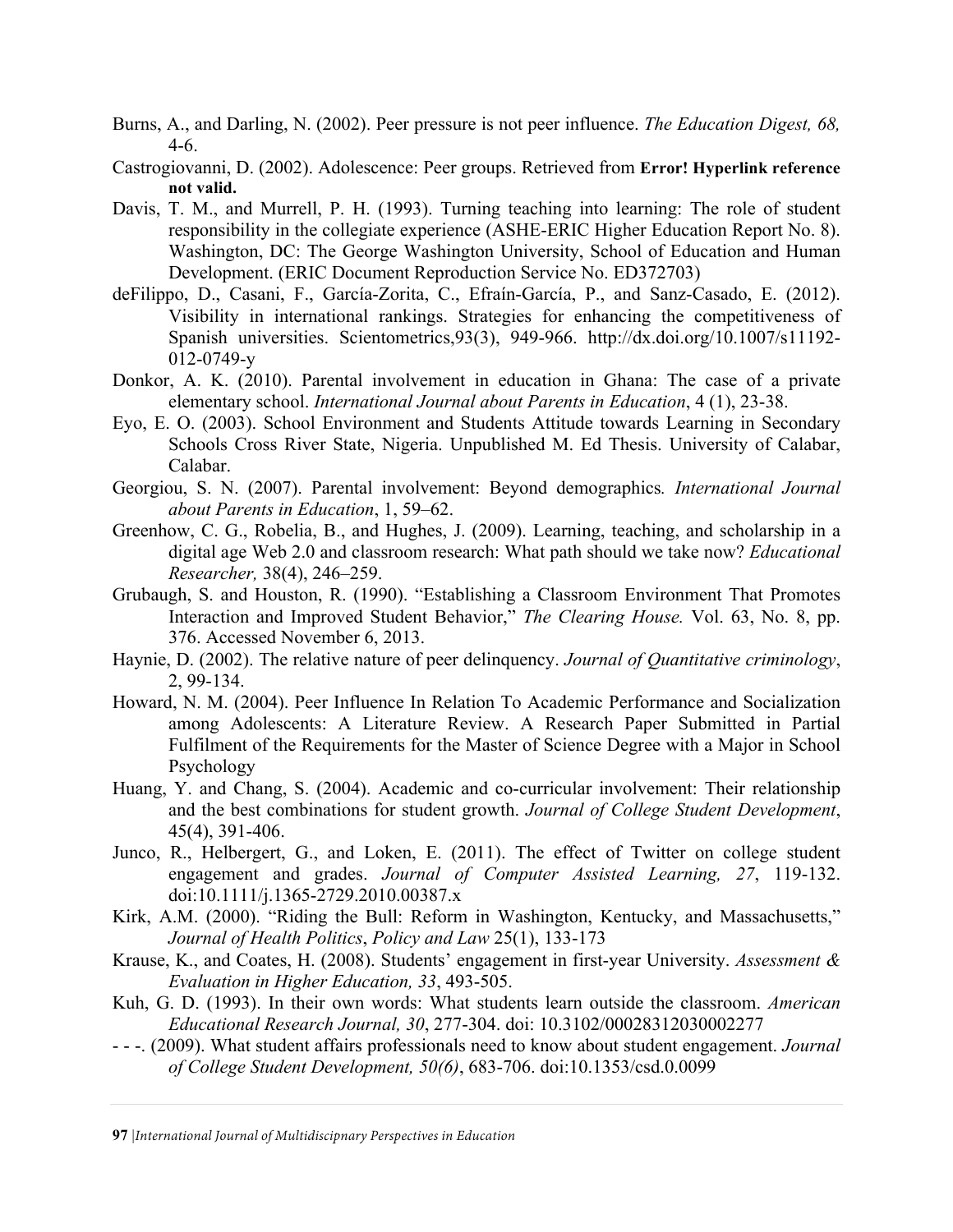Burns, A., and Darling, N. (2002). Peer pressure is not peer influence. *The Education Digest, 68,* 4-6.

Castrogiovanni, D. (2002). Adolescence: Peer groups. Retrieved from **Error! Hyperlink reference not valid.**

Davis, T. M., and Murrell, P. H. (1993). Turning teaching into learning: The role of student responsibility in the collegiate experience (ASHE-ERIC Higher Education Report No. 8). Washington, DC: The George Washington University, School of Education and Human Development. (ERIC Document Reproduction Service No. ED372703)

deFilippo, D., Casani, F., García-Zorita, C., Efraín-García, P., and Sanz-Casado, E. (2012). Visibility in international rankings. Strategies for enhancing the competitiveness of Spanish universities. Scientometrics,93(3), 949-966. http://dx.doi.org/10.1007/s11192-012-0749-y

Donkor, A. K. (2010). Parental involvement in education in Ghana: The case of a private elementary school. *International Journal about Parents in Education*, 4 (1), 23-38.

Eyo, E. O. (2003). School Environment and Students Attitude towards Learning in Secondary Schools Cross River State, Nigeria. Unpublished M. Ed Thesis. University of Calabar, Calabar.

Georgiou, S. N. (2007). Parental involvement: Beyond demographics*. International Journal about Parents in Education*, 1, 59–62.

Greenhow, C. G., Robelia, B., and Hughes, J. (2009). Learning, teaching, and scholarship in a digital age Web 2.0 and classroom research: What path should we take now? *Educational Researcher,* 38(4), 246–259.

Grubaugh, S. and Houston, R. (1990). "Establishing a Classroom Environment That Promotes Interaction and Improved Student Behavior," *The Clearing House.* Vol. 63, No. 8, pp. 376. Accessed November 6, 2013.

Haynie, D. (2002). The relative nature of peer delinquency. *Journal of Quantitative criminology*, 2, 99-134.

Howard, N. M. (2004). Peer Influence In Relation To Academic Performance and Socialization among Adolescents: A Literature Review. A Research Paper Submitted in Partial Fulfilment of the Requirements for the Master of Science Degree with a Major in School Psychology

Huang, Y. and Chang, S. (2004). Academic and co-curricular involvement: Their relationship and the best combinations for student growth. *Journal of College Student Development*, 45(4), 391-406.

Junco, R., Helbergert, G., and Loken, E. (2011). The effect of Twitter on college student engagement and grades. *Journal of Computer Assisted Learning, 27*, 119-132. doi:10.1111/j.1365-2729.2010.00387.x

Kirk, A.M. (2000). "Riding the Bull: Reform in Washington, Kentucky, and Massachusetts," *Journal of Health Politics*, *Policy and Law* 25(1), 133-173

Krause, K., and Coates, H. (2008). Students' engagement in first-year University. *Assessment & Evaluation in Higher Education, 33*, 493-505.

Kuh, G. D. (1993). In their own words: What students learn outside the classroom. *American Educational Research Journal, 30*, 277-304. doi: 10.3102/00028312030002277

- - -. (2009). What student affairs professionals need to know about student engagement. *Journal of College Student Development, 50(6)*, 683-706. doi:10.1353/csd.0.0099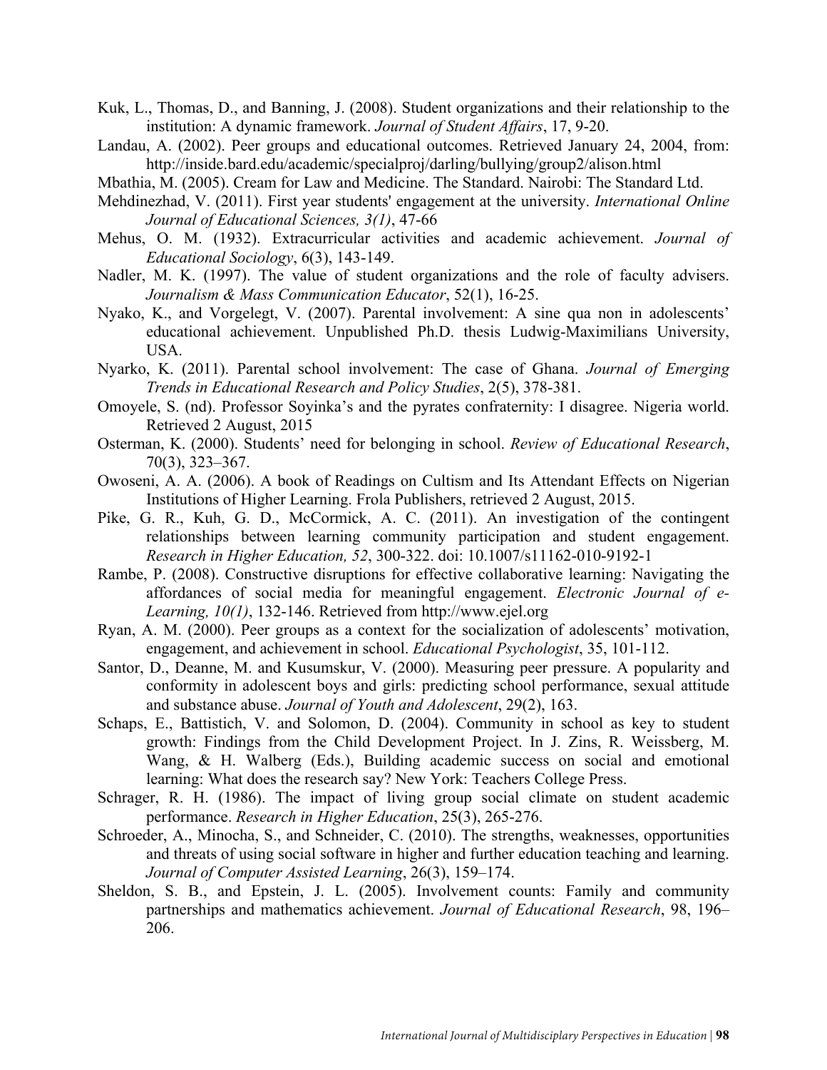Kuk, L., Thomas, D., and Banning, J. (2008). Student organizations and their relationship to the institution: A dynamic framework. *Journal of Student Affairs*, 17, 9-20.

Landau, A. (2002). Peer groups and educational outcomes. Retrieved January 24, 2004, from: http://inside.bard.edu/academic/specialproj/darling/bullying/group2/alison.html

Mbathia, M. (2005). Cream for Law and Medicine. The Standard. Nairobi: The Standard Ltd.

Mehdinezhad, V. (2011). First year students' engagement at the university. *International Online Journal of Educational Sciences, 3(1)*, 47-66

Mehus, O. M. (1932). Extracurricular activities and academic achievement. *Journal of Educational Sociology*, 6(3), 143-149.

Nadler, M. K. (1997). The value of student organizations and the role of faculty advisers. *Journalism & Mass Communication Educator*, 52(1), 16-25.

Nyako, K., and Vorgelegt, V. (2007). Parental involvement: A sine qua non in adolescents' educational achievement. Unpublished Ph.D. thesis Ludwig-Maximilians University, USA.

Nyarko, K. (2011). Parental school involvement: The case of Ghana. *Journal of Emerging Trends in Educational Research and Policy Studies*, 2(5), 378-381.

Omoyele, S. (nd). Professor Soyinka's and the pyrates confraternity: I disagree. Nigeria world. Retrieved 2 August, 2015

Osterman, K. (2000). Students' need for belonging in school. *Review of Educational Research*, 70(3), 323–367.

Owoseni, A. A. (2006). A book of Readings on Cultism and Its Attendant Effects on Nigerian Institutions of Higher Learning. Frola Publishers, retrieved 2 August, 2015.

Pike, G. R., Kuh, G. D., McCormick, A. C. (2011). An investigation of the contingent relationships between learning community participation and student engagement. *Research in Higher Education, 52*, 300-322. doi: 10.1007/s11162-010-9192-1

Rambe, P. (2008). Constructive disruptions for effective collaborative learning: Navigating the affordances of social media for meaningful engagement. *Electronic Journal of e-Learning, 10(1)*, 132-146. Retrieved from http://www.ejel.org

Ryan, A. M. (2000). Peer groups as a context for the socialization of adolescents' motivation, engagement, and achievement in school. *Educational Psychologist*, 35, 101-112.

Santor, D., Deanne, M. and Kusumskur, V. (2000). Measuring peer pressure. A popularity and conformity in adolescent boys and girls: predicting school performance, sexual attitude and substance abuse. *Journal of Youth and Adolescent*, 29(2), 163.

Schaps, E., Battistich, V. and Solomon, D. (2004). Community in school as key to student growth: Findings from the Child Development Project. In J. Zins, R. Weissberg, M. Wang, & H. Walberg (Eds.), Building academic success on social and emotional learning: What does the research say? New York: Teachers College Press.

Schrager, R. H. (1986). The impact of living group social climate on student academic performance. *Research in Higher Education*, 25(3), 265-276.

Schroeder, A., Minocha, S., and Schneider, C. (2010). The strengths, weaknesses, opportunities and threats of using social software in higher and further education teaching and learning. *Journal of Computer Assisted Learning*, 26(3), 159–174.

Sheldon, S. B., and Epstein, J. L. (2005). Involvement counts: Family and community partnerships and mathematics achievement. *Journal of Educational Research*, 98, 196–206.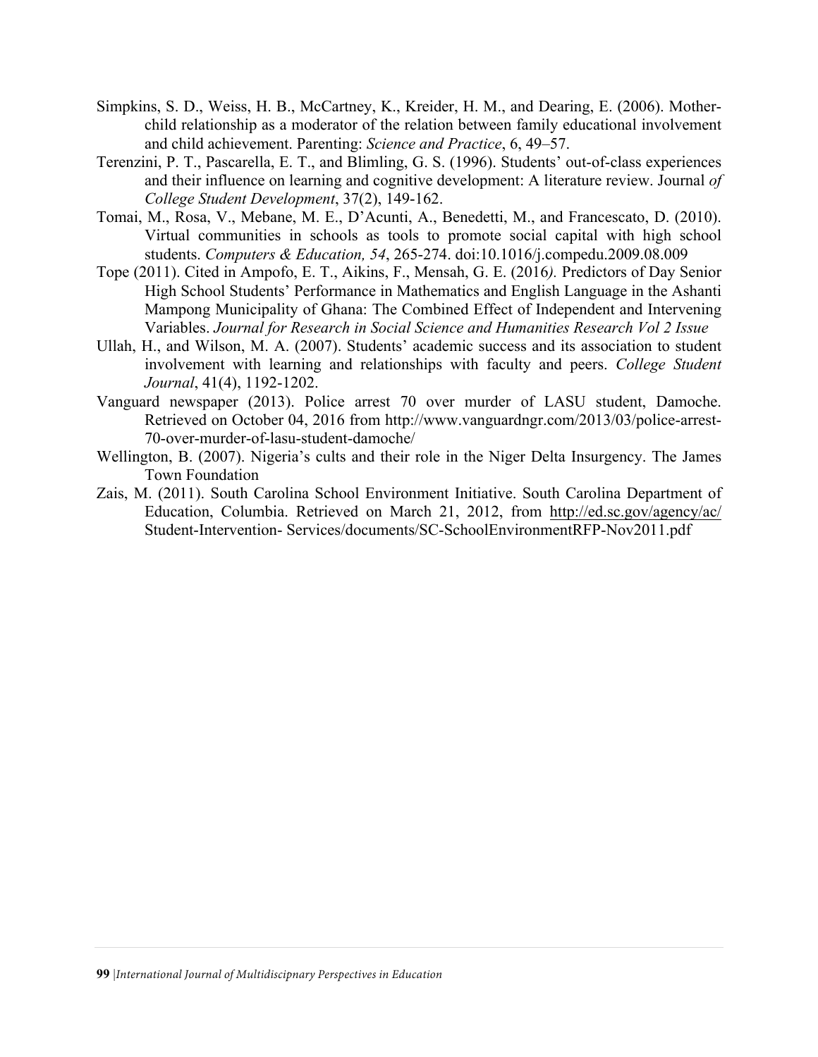Simpkins, S. D., Weiss, H. B., McCartney, K., Kreider, H. M., and Dearing, E. (2006). Mother-child relationship as a moderator of the relation between family educational involvement and child achievement. Parenting: *Science and Practice*, 6, 49–57.

Terenzini, P. T., Pascarella, E. T., and Blimling, G. S. (1996). Students' out-of-class experiences and their influence on learning and cognitive development: A literature review. Journal *of College Student Development*, 37(2), 149-162.

Tomai, M., Rosa, V., Mebane, M. E., D'Acunti, A., Benedetti, M., and Francescato, D. (2010). Virtual communities in schools as tools to promote social capital with high school students. *Computers & Education, 54*, 265-274. doi:10.1016/j.compedu.2009.08.009

Tope (2011). Cited in Ampofo, E. T., Aikins, F., Mensah, G. E. (2016*).* Predictors of Day Senior High School Students' Performance in Mathematics and English Language in the Ashanti Mampong Municipality of Ghana: The Combined Effect of Independent and Intervening Variables. *Journal for Research in Social Science and Humanities Research Vol 2 Issue*

Ullah, H., and Wilson, M. A. (2007). Students' academic success and its association to student involvement with learning and relationships with faculty and peers. *College Student Journal*, 41(4), 1192-1202.

Vanguard newspaper (2013). Police arrest 70 over murder of LASU student, Damoche. Retrieved on October 04, 2016 from http://www.vanguardngr.com/2013/03/police-arrest-70-over-murder-of-lasu-student-damoche/

Wellington, B. (2007). Nigeria's cults and their role in the Niger Delta Insurgency. The James Town Foundation

Zais, M. (2011). South Carolina School Environment Initiative. South Carolina Department of Education, Columbia. Retrieved on March 21, 2012, from http://ed.sc.gov/agency/ac/ Student-Intervention- Services/documents/SC-SchoolEnvironmentRFP-Nov2011.pdf